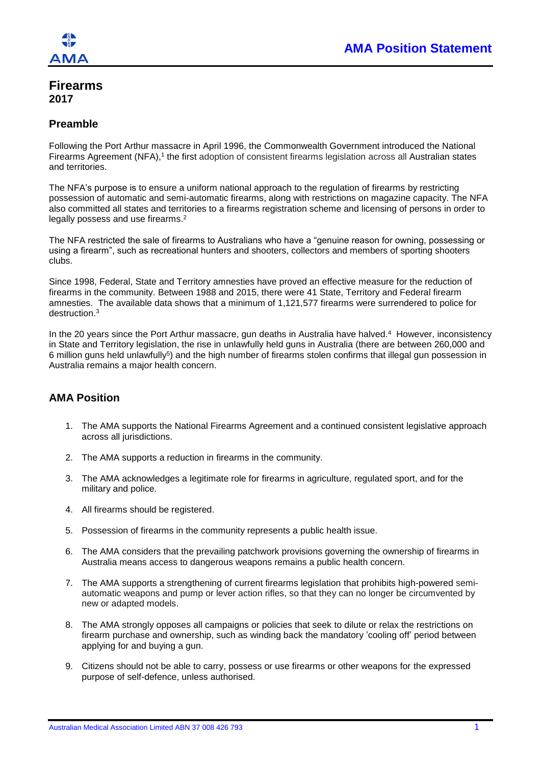# AMA Position Statement

## Firearms
**2017**

### Preamble

Following the Port Arthur massacre in April 1996, the Commonwealth Government introduced the National Firearms Agreement (NFA),[1] the first adoption of consistent firearms legislation across all Australian states and territories.

The NFA's purpose is to ensure a uniform national approach to the regulation of firearms by restricting possession of automatic and semi-automatic firearms, along with restrictions on magazine capacity. The NFA also committed all states and territories to a firearms registration scheme and licensing of persons in order to legally possess and use firearms.[2]

The NFA restricted the sale of firearms to Australians who have a "genuine reason for owning, possessing or using a firearm", such as recreational hunters and shooters, collectors and members of sporting shooters clubs.

Since 1998, Federal, State and Territory amnesties have proved an effective measure for the reduction of firearms in the community. Between 1988 and 2015, there were 41 State, Territory and Federal firearm amnesties. The available data shows that a minimum of 1,121,577 firearms were surrendered to police for destruction.[3]

In the 20 years since the Port Arthur massacre, gun deaths in Australia have halved.[4] However, inconsistency in State and Territory legislation, the rise in unlawfully held guns in Australia (there are between 260,000 and 6 million guns held unlawfully[5]) and the high number of firearms stolen confirms that illegal gun possession in Australia remains a major health concern.

### AMA Position

1. The AMA supports the National Firearms Agreement and a continued consistent legislative approach across all jurisdictions.
2. The AMA supports a reduction in firearms in the community.
3. The AMA acknowledges a legitimate role for firearms in agriculture, regulated sport, and for the military and police.
4. All firearms should be registered.
5. Possession of firearms in the community represents a public health issue.
6. The AMA considers that the prevailing patchwork provisions governing the ownership of firearms in Australia means access to dangerous weapons remains a public health concern.
7. The AMA supports a strengthening of current firearms legislation that prohibits high-powered semi-automatic weapons and pump or lever action rifles, so that they can no longer be circumvented by new or adapted models.
8. The AMA strongly opposes all campaigns or policies that seek to dilute or relax the restrictions on firearm purchase and ownership, such as winding back the mandatory 'cooling off' period between applying for and buying a gun.
9. Citizens should not be able to carry, possess or use firearms or other weapons for the expressed purpose of self-defence, unless authorised.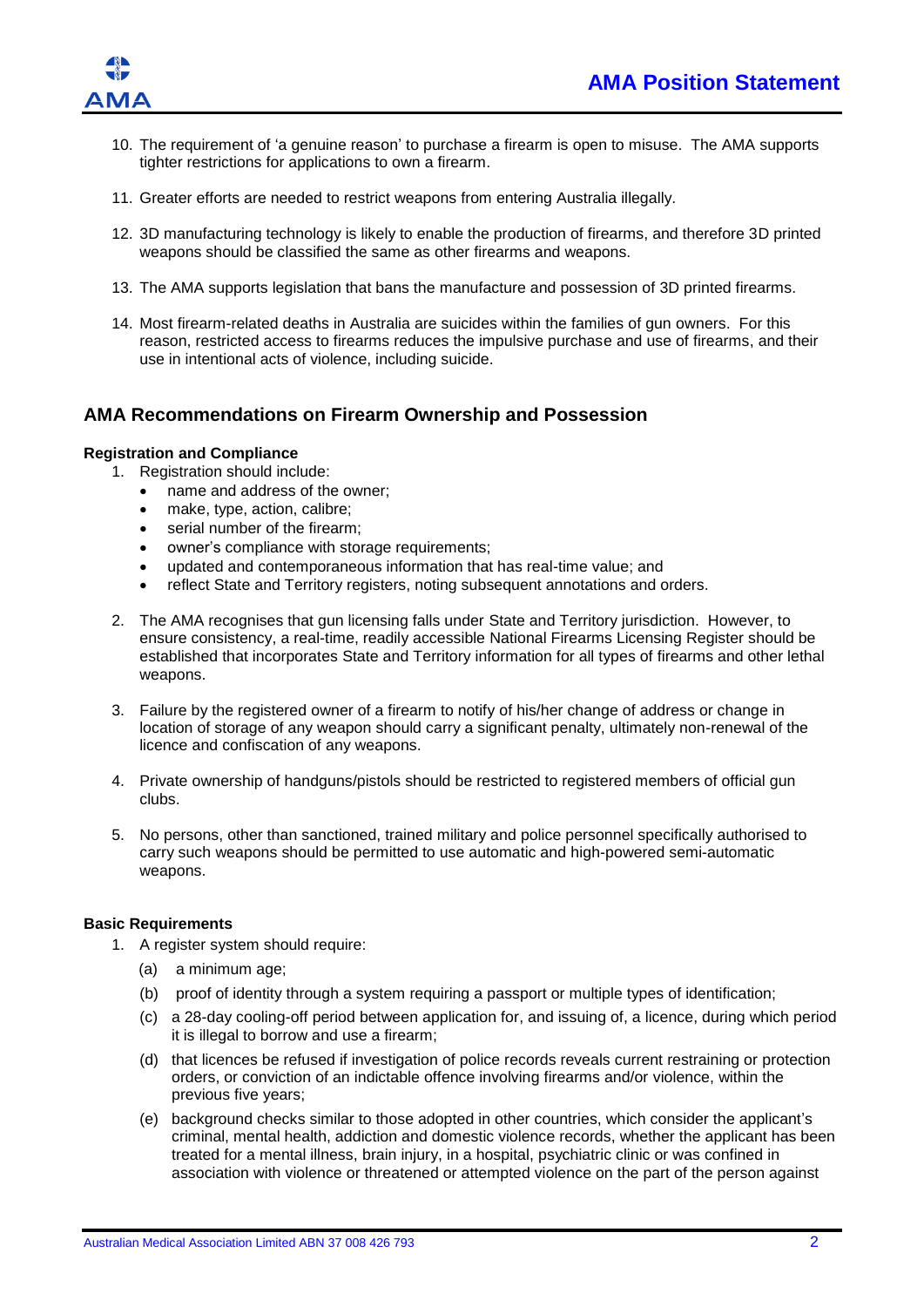10. The requirement of 'a genuine reason' to purchase a firearm is open to misuse. The AMA supports tighter restrictions for applications to own a firearm.
11. Greater efforts are needed to restrict weapons from entering Australia illegally.
12. 3D manufacturing technology is likely to enable the production of firearms, and therefore 3D printed weapons should be classified the same as other firearms and weapons.
13. The AMA supports legislation that bans the manufacture and possession of 3D printed firearms.
14. Most firearm-related deaths in Australia are suicides within the families of gun owners. For this reason, restricted access to firearms reduces the impulsive purchase and use of firearms, and their use in intentional acts of violence, including suicide.

## AMA Recommendations on Firearm Ownership and Possession

**Registration and Compliance**

1. Registration should include:
   - name and address of the owner;
   - make, type, action, calibre;
   - serial number of the firearm;
   - owner's compliance with storage requirements;
   - updated and contemporaneous information that has real-time value; and
   - reflect State and Territory registers, noting subsequent annotations and orders.
2. The AMA recognises that gun licensing falls under State and Territory jurisdiction. However, to ensure consistency, a real-time, readily accessible National Firearms Licensing Register should be established that incorporates State and Territory information for all types of firearms and other lethal weapons.
3. Failure by the registered owner of a firearm to notify of his/her change of address or change in location of storage of any weapon should carry a significant penalty, ultimately non-renewal of the licence and confiscation of any weapons.
4. Private ownership of handguns/pistols should be restricted to registered members of official gun clubs.
5. No persons, other than sanctioned, trained military and police personnel specifically authorised to carry such weapons should be permitted to use automatic and high-powered semi-automatic weapons.

**Basic Requirements**

1. A register system should require:
   (a) a minimum age;
   (b) proof of identity through a system requiring a passport or multiple types of identification;
   (c) a 28-day cooling-off period between application for, and issuing of, a licence, during which period it is illegal to borrow and use a firearm;
   (d) that licences be refused if investigation of police records reveals current restraining or protection orders, or conviction of an indictable offence involving firearms and/or violence, within the previous five years;
   (e) background checks similar to those adopted in other countries, which consider the applicant's criminal, mental health, addiction and domestic violence records, whether the applicant has been treated for a mental illness, brain injury, in a hospital, psychiatric clinic or was confined in association with violence or threatened or attempted violence on the part of the person against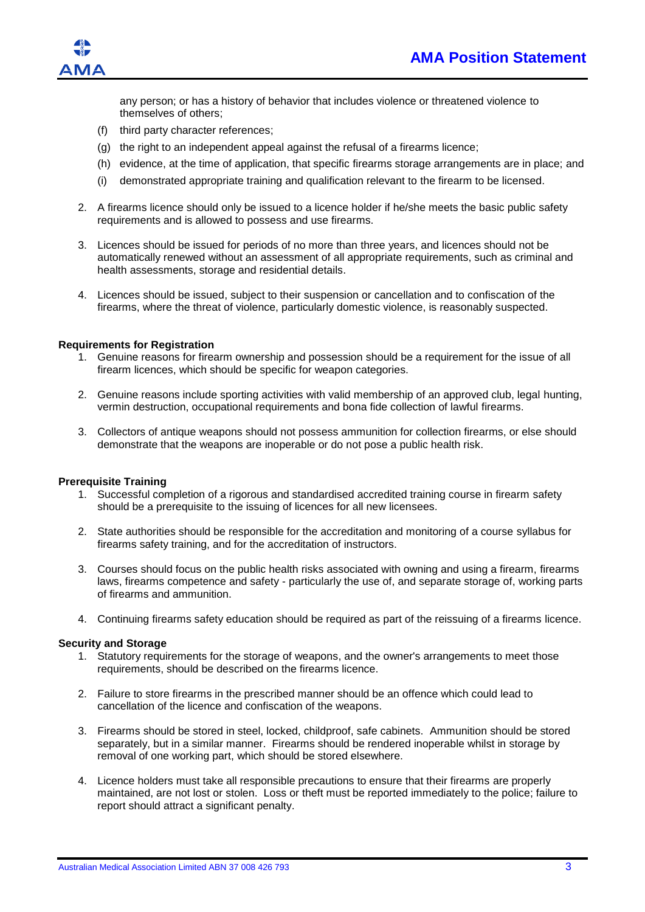any person; or has a history of behavior that includes violence or threatened violence to themselves of others;

(f) third party character references;

(g) the right to an independent appeal against the refusal of a firearms licence;

(h) evidence, at the time of application, that specific firearms storage arrangements are in place; and

(i) demonstrated appropriate training and qualification relevant to the firearm to be licensed.

2. A firearms licence should only be issued to a licence holder if he/she meets the basic public safety requirements and is allowed to possess and use firearms.

3. Licences should be issued for periods of no more than three years, and licences should not be automatically renewed without an assessment of all appropriate requirements, such as criminal and health assessments, storage and residential details.

4. Licences should be issued, subject to their suspension or cancellation and to confiscation of the firearms, where the threat of violence, particularly domestic violence, is reasonably suspected.

**Requirements for Registration**

1. Genuine reasons for firearm ownership and possession should be a requirement for the issue of all firearm licences, which should be specific for weapon categories.

2. Genuine reasons include sporting activities with valid membership of an approved club, legal hunting, vermin destruction, occupational requirements and bona fide collection of lawful firearms.

3. Collectors of antique weapons should not possess ammunition for collection firearms, or else should demonstrate that the weapons are inoperable or do not pose a public health risk.

**Prerequisite Training**

1. Successful completion of a rigorous and standardised accredited training course in firearm safety should be a prerequisite to the issuing of licences for all new licensees.

2. State authorities should be responsible for the accreditation and monitoring of a course syllabus for firearms safety training, and for the accreditation of instructors.

3. Courses should focus on the public health risks associated with owning and using a firearm, firearms laws, firearms competence and safety - particularly the use of, and separate storage of, working parts of firearms and ammunition.

4. Continuing firearms safety education should be required as part of the reissuing of a firearms licence.

**Security and Storage**

1. Statutory requirements for the storage of weapons, and the owner's arrangements to meet those requirements, should be described on the firearms licence.

2. Failure to store firearms in the prescribed manner should be an offence which could lead to cancellation of the licence and confiscation of the weapons.

3. Firearms should be stored in steel, locked, childproof, safe cabinets. Ammunition should be stored separately, but in a similar manner. Firearms should be rendered inoperable whilst in storage by removal of one working part, which should be stored elsewhere.

4. Licence holders must take all responsible precautions to ensure that their firearms are properly maintained, are not lost or stolen. Loss or theft must be reported immediately to the police; failure to report should attract a significant penalty.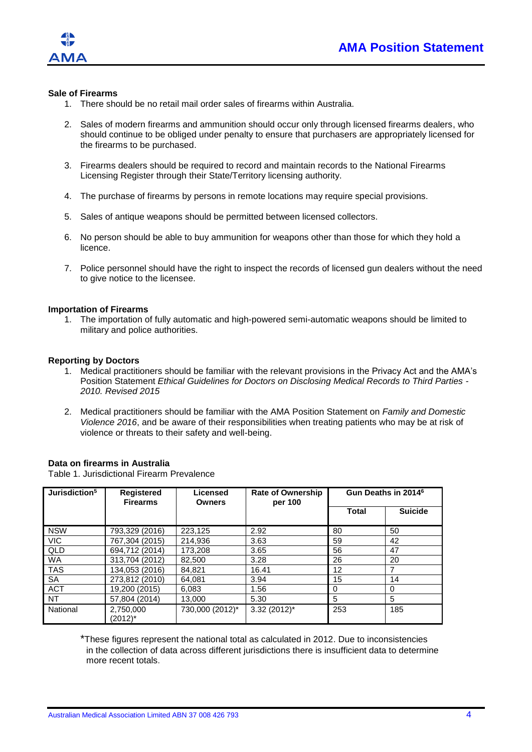### Sale of Firearms

1. There should be no retail mail order sales of firearms within Australia.
2. Sales of modern firearms and ammunition should occur only through licensed firearms dealers, who should continue to be obliged under penalty to ensure that purchasers are appropriately licensed for the firearms to be purchased.
3. Firearms dealers should be required to record and maintain records to the National Firearms Licensing Register through their State/Territory licensing authority.
4. The purchase of firearms by persons in remote locations may require special provisions.
5. Sales of antique weapons should be permitted between licensed collectors.
6. No person should be able to buy ammunition for weapons other than those for which they hold a licence.
7. Police personnel should have the right to inspect the records of licensed gun dealers without the need to give notice to the licensee.

### Importation of Firearms

1. The importation of fully automatic and high-powered semi-automatic weapons should be limited to military and police authorities.

### Reporting by Doctors

1. Medical practitioners should be familiar with the relevant provisions in the Privacy Act and the AMA's Position Statement *Ethical Guidelines for Doctors on Disclosing Medical Records to Third Parties - 2010. Revised 2015*
2. Medical practitioners should be familiar with the AMA Position Statement on *Family and Domestic Violence 2016*, and be aware of their responsibilities when treating patients who may be at risk of violence or threats to their safety and well-being.

### Data on firearms in Australia

Table 1. Jurisdictional Firearm Prevalence

| Jurisdiction[5] | Registered Firearms | Licensed Owners | Rate of Ownership per 100 | Gun Deaths in 2014[6] | |
|---|---|---|---|---|---|
| | | | | Total | Suicide |
| NSW | 793,329 (2016) | 223,125 | 2.92 | 80 | 50 |
| VIC | 767,304 (2015) | 214,936 | 3.63 | 59 | 42 |
| QLD | 694,712 (2014) | 173,208 | 3.65 | 56 | 47 |
| WA | 313,704 (2012) | 82,500 | 3.28 | 26 | 20 |
| TAS | 134,053 (2016) | 84,821 | 16.41 | 12 | 7 |
| SA | 273,812 (2010) | 64,081 | 3.94 | 15 | 14 |
| ACT | 19,200 (2015) | 6,083 | 1.56 | 0 | 0 |
| NT | 57,804 (2014) | 13,000 | 5.30 | 5 | 5 |
| National | 2,750,000 (2012)* | 730,000 (2012)* | 3.32 (2012)* | 253 | 185 |

*These figures represent the national total as calculated in 2012. Due to inconsistencies in the collection of data across different jurisdictions there is insufficient data to determine more recent totals.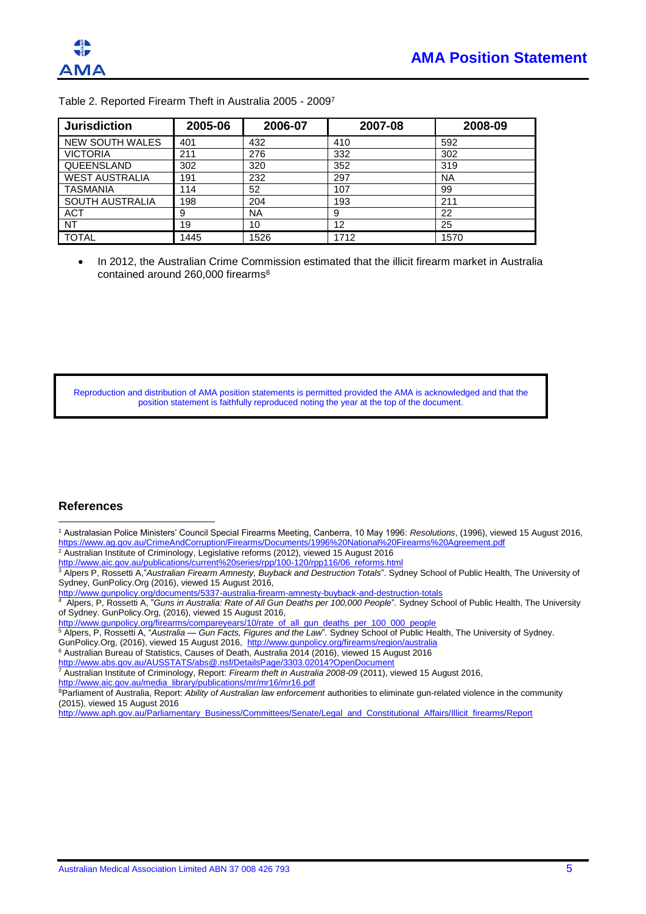Table 2. Reported Firearm Theft in Australia 2005 - 2009[7]

| Jurisdiction | 2005-06 | 2006-07 | 2007-08 | 2008-09 |
|---|---|---|---|---|
| NEW SOUTH WALES | 401 | 432 | 410 | 592 |
| VICTORIA | 211 | 276 | 332 | 302 |
| QUEENSLAND | 302 | 320 | 352 | 319 |
| WEST AUSTRALIA | 191 | 232 | 297 | NA |
| TASMANIA | 114 | 52 | 107 | 99 |
| SOUTH AUSTRALIA | 198 | 204 | 193 | 211 |
| ACT | 9 | NA | 9 | 22 |
| NT | 19 | 10 | 12 | 25 |
| TOTAL | 1445 | 1526 | 1712 | 1570 |

- In 2012, the Australian Crime Commission estimated that the illicit firearm market in Australia contained around 260,000 firearms[8]

Reproduction and distribution of AMA position statements is permitted provided the AMA is acknowledged and that the position statement is faithfully reproduced noting the year at the top of the document.

## References

[1] Australasian Police Ministers' Council Special Firearms Meeting, Canberra, 10 May 1996: *Resolutions*, (1996), viewed 15 August 2016, https://www.ag.gov.au/CrimeAndCorruption/Firearms/Documents/1996%20National%20Firearms%20Agreement.pdf

[2] Australian Institute of Criminology, Legislative reforms (2012), viewed 15 August 2016 http://www.aic.gov.au/publications/current%20series/rpp/100-120/rpp116/06_reforms.html

[3] Alpers P, Rossetti A,"*Australian Firearm Amnesty, Buyback and Destruction Totals*". Sydney School of Public Health, The University of Sydney, GunPolicy.Org (2016), viewed 15 August 2016, http://www.gunpolicy.org/documents/5337-australia-firearm-amnesty-buyback-and-destruction-totals

[4] Alpers, P, Rossetti A, "*Guns in Australia: Rate of All Gun Deaths per 100,000 People*". Sydney School of Public Health, The University of Sydney. GunPolicy.Org, (2016), viewed 15 August 2016, http://www.gunpolicy.org/firearms/compareyears/10/rate_of_all_gun_deaths_per_100_000_people

[5] Alpers, P, Rossetti A, "*Australia — Gun Facts, Figures and the Law*". Sydney School of Public Health, The University of Sydney. GunPolicy.Org, (2016), viewed 15 August 2016, http://www.gunpolicy.org/firearms/region/australia

[6] Australian Bureau of Statistics, Causes of Death, Australia 2014 (2016), viewed 15 August 2016 http://www.abs.gov.au/AUSSTATS/abs@.nsf/DetailsPage/3303.02014?OpenDocument

[7] Australian Institute of Criminology, Report: *Firearm theft in Australia 2008-09* (2011), viewed 15 August 2016, http://www.aic.gov.au/media_library/publications/mr/mr16/mr16.pdf

[8] Parliament of Australia, Report: *Ability of Australian law enforcement* authorities to eliminate gun-related violence in the community (2015), viewed 15 August 2016 http://www.aph.gov.au/Parliamentary_Business/Committees/Senate/Legal_and_Constitutional_Affairs/Illicit_firearms/Report